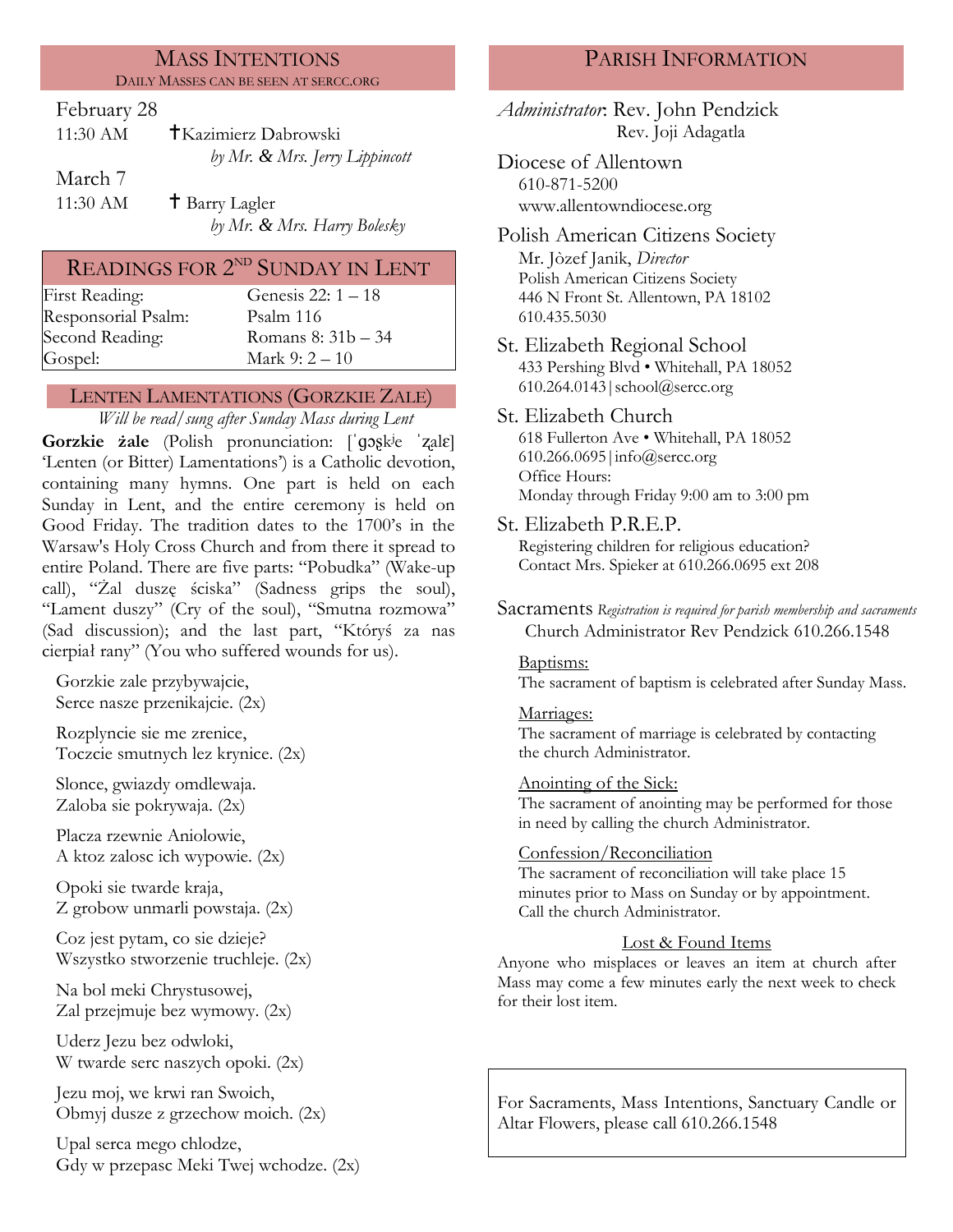## Mass Intentions

DAILY MASSES CAN BE SEEN AT SERCC.ORG

February 28

11:30 AM ✝Kazimierz Dabrowski
*by Mr. & Mrs. Jerry Lippincott*

March 7

11:30 AM ✝ Barry Lagler
*by Mr. & Mrs. Harry Bolesky*

## Readings for 2nd Sunday in Lent

| | |
|---|---|
| First Reading: | Genesis 22: 1 – 18 |
| Responsorial Psalm: | Psalm 116 |
| Second Reading: | Romans 8: 31b – 34 |
| Gospel: | Mark 9: 2 – 10 |

## Lenten Lamentations (Gorzkie Zale)

*Will be read/sung after Sunday Mass during Lent*

**Gorzkie żale** (Polish pronunciation: [ˈɡɔʂkʲɛ ˈʐalɛ] 'Lenten (or Bitter) Lamentations') is a Catholic devotion, containing many hymns. One part is held on each Sunday in Lent, and the entire ceremony is held on Good Friday. The tradition dates to the 1700's in the Warsaw's Holy Cross Church and from there it spread to entire Poland. There are five parts: "Pobudka" (Wake-up call), "Żal duszę ściska" (Sadness grips the soul), "Lament duszy" (Cry of the soul), "Smutna rozmowa" (Sad discussion); and the last part, "Któryś za nas cierpiał rany" (You who suffered wounds for us).

Gorzkie zale przybywajcie,
Serce nasze przenikajcie. (2x)

Rozplyncie sie me zrenice,
Toczcie smutnych lez krynice. (2x)

Slonce, gwiazdy omdlewaja.
Zaloba sie pokrywaja. (2x)

Placza rzewnie Aniolowie,
A ktoz zalosc ich wypowie. (2x)

Opoki sie twarde kraja,
Z grobow unmarli powstaja. (2x)

Coz jest pytam, co sie dzieje?
Wszystko stworzenie truchleje. (2x)

Na bol meki Chrystusowej,
Zal przejmuje bez wymowy. (2x)

Uderz Jezu bez odwloki,
W twarde serc naszych opoki. (2x)

Jezu moj, we krwi ran Swoich,
Obmyj dusze z grzechow moich. (2x)

Upal serca mego chlodze,
Gdy w przepasc Meki Twej wchodze. (2x)

## Parish Information

*Administrator*: Rev. John Pendzick
Rev. Joji Adagatla

**Diocese of Allentown**
610-871-5200
www.allentowndiocese.org

**Polish American Citizens Society**
Mr. Jòzef Janik, *Director*
Polish American Citizens Society
446 N Front St. Allentown, PA 18102
610.435.5030

**St. Elizabeth Regional School**
433 Pershing Blvd • Whitehall, PA 18052
610.264.0143 | school@sercc.org

**St. Elizabeth Church**
618 Fullerton Ave • Whitehall, PA 18052
610.266.0695 | info@sercc.org
Office Hours:
Monday through Friday 9:00 am to 3:00 pm

**St. Elizabeth P.R.E.P.**
Registering children for religious education?
Contact Mrs. Spieker at 610.266.0695 ext 208

**Sacraments** *Registration is required for parish membership and sacraments*
Church Administrator Rev Pendzick 610.266.1548

Baptisms:
The sacrament of baptism is celebrated after Sunday Mass.

Marriages:
The sacrament of marriage is celebrated by contacting the church Administrator.

Anointing of the Sick:
The sacrament of anointing may be performed for those in need by calling the church Administrator.

Confession/Reconciliation
The sacrament of reconciliation will take place 15 minutes prior to Mass on Sunday or by appointment. Call the church Administrator.

**Lost & Found Items**

Anyone who misplaces or leaves an item at church after Mass may come a few minutes early the next week to check for their lost item.

For Sacraments, Mass Intentions, Sanctuary Candle or Altar Flowers, please call 610.266.1548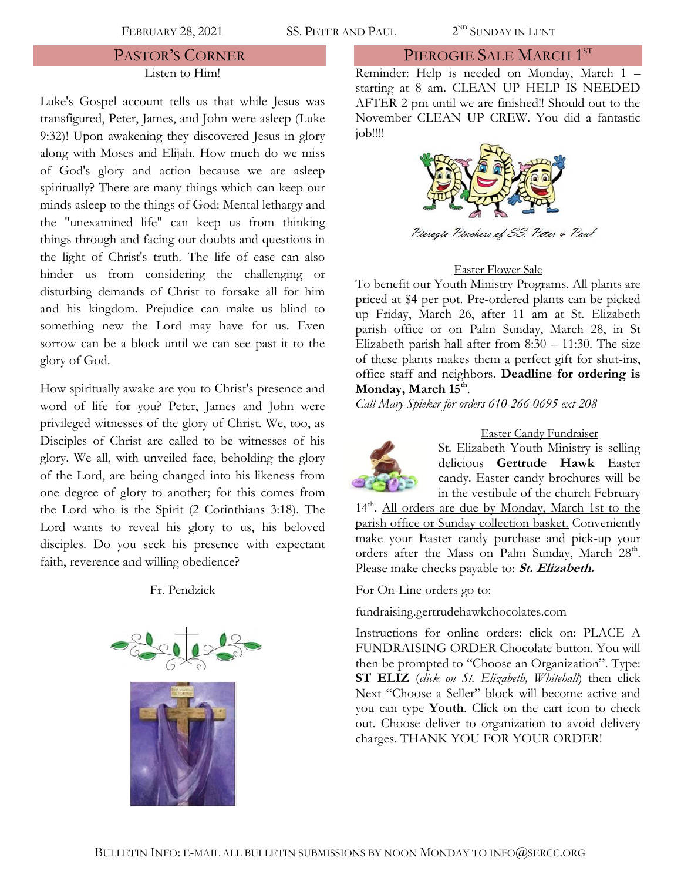## PASTOR'S CORNER

Listen to Him!

Luke's Gospel account tells us that while Jesus was transfigured, Peter, James, and John were asleep (Luke 9:32)! Upon awakening they discovered Jesus in glory along with Moses and Elijah. How much do we miss of God's glory and action because we are asleep spiritually? There are many things which can keep our minds asleep to the things of God: Mental lethargy and the "unexamined life" can keep us from thinking things through and facing our doubts and questions in the light of Christ's truth. The life of ease can also hinder us from considering the challenging or disturbing demands of Christ to forsake all for him and his kingdom. Prejudice can make us blind to something new the Lord may have for us. Even sorrow can be a block until we can see past it to the glory of God.

How spiritually awake are you to Christ's presence and word of life for you? Peter, James and John were privileged witnesses of the glory of Christ. We, too, as Disciples of Christ are called to be witnesses of his glory. We all, with unveiled face, beholding the glory of the Lord, are being changed into his likeness from one degree of glory to another; for this comes from the Lord who is the Spirit (2 Corinthians 3:18). The Lord wants to reveal his glory to us, his beloved disciples. Do you seek his presence with expectant faith, reverence and willing obedience?

Fr. Pendzick

## PIEROGIE SALE MARCH 1ST

Reminder: Help is needed on Monday, March 1 – starting at 8 am. CLEAN UP HELP IS NEEDED AFTER 2 pm until we are finished!! Should out to the November CLEAN UP CREW. You did a fantastic job!!!!

*Pieregie Pinchers of SS. Peter & Paul*

### Easter Flower Sale

To benefit our Youth Ministry Programs. All plants are priced at $4 per pot. Pre-ordered plants can be picked up Friday, March 26, after 11 am at St. Elizabeth parish office or on Palm Sunday, March 28, in St Elizabeth parish hall after from 8:30 – 11:30. The size of these plants makes them a perfect gift for shut-ins, office staff and neighbors. **Deadline for ordering is Monday, March 15th**.

*Call Mary Spieker for orders 610-266-0695 ext 208*

### Easter Candy Fundraiser

St. Elizabeth Youth Ministry is selling delicious **Gertrude Hawk** Easter candy. Easter candy brochures will be in the vestibule of the church February 14th. All orders are due by Monday, March 1st to the parish office or Sunday collection basket. Conveniently make your Easter candy purchase and pick-up your orders after the Mass on Palm Sunday, March 28th. Please make checks payable to: ***St. Elizabeth.***

For On-Line orders go to:

fundraising.gertrudehawkchocolates.com

Instructions for online orders: click on: PLACE A FUNDRAISING ORDER Chocolate button. You will then be prompted to "Choose an Organization". Type: **ST ELIZ** (*click on St. Elizabeth, Whitehall*) then click Next "Choose a Seller" block will become active and you can type **Youth**. Click on the cart icon to check out. Choose deliver to organization to avoid delivery charges. THANK YOU FOR YOUR ORDER!

BULLETIN INFO: E-MAIL ALL BULLETIN SUBMISSIONS BY NOON MONDAY TO INFO@SERCC.ORG